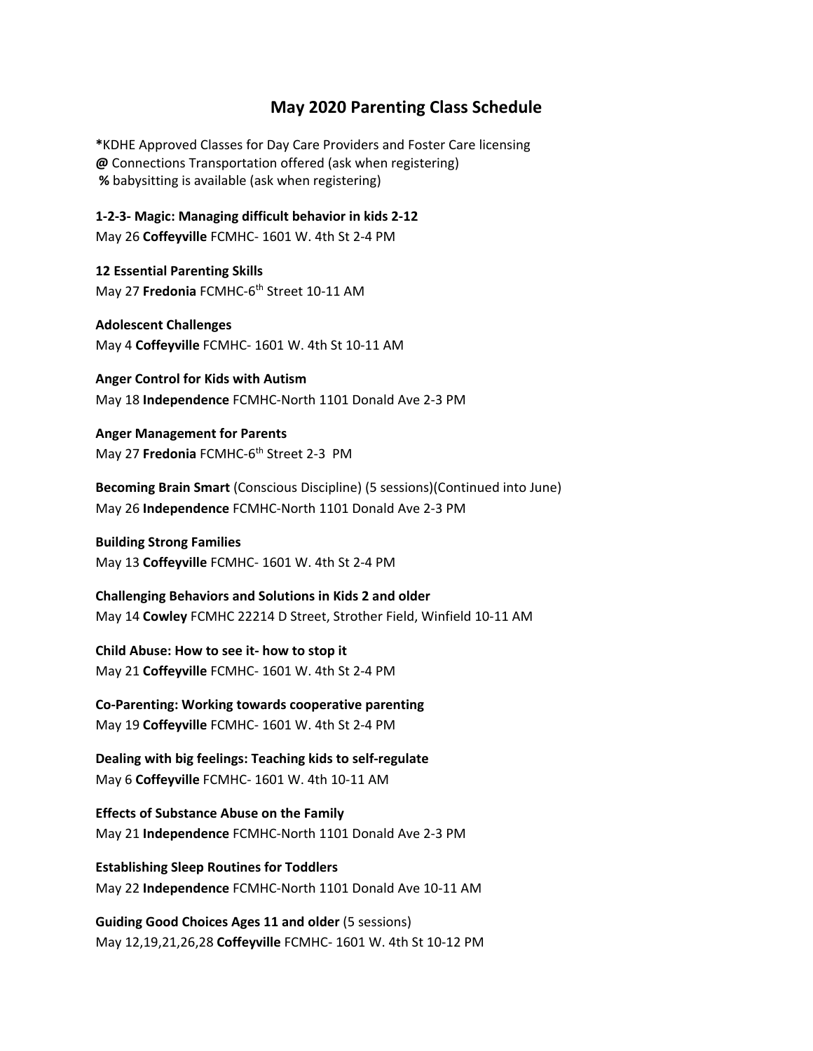## May 2020 Parenting Class Schedule

***KDHE** Approved Classes for Day Care Providers and Foster Care licensing
**@** Connections Transportation offered (ask when registering)
**%** babysitting is available (ask when registering)

**1-2-3- Magic: Managing difficult behavior in kids 2-12**
May 26 **Coffeyville** FCMHC- 1601 W. 4th St 2-4 PM

**12 Essential Parenting Skills**
May 27 **Fredonia** FCMHC-6th Street 10-11 AM

**Adolescent Challenges**
May 4 **Coffeyville** FCMHC- 1601 W. 4th St 10-11 AM

**Anger Control for Kids with Autism**
May 18 **Independence** FCMHC-North 1101 Donald Ave 2-3 PM

**Anger Management for Parents**
May 27 **Fredonia** FCMHC-6th Street 2-3 PM

**Becoming Brain Smart** (Conscious Discipline) (5 sessions)(Continued into June)
May 26 **Independence** FCMHC-North 1101 Donald Ave 2-3 PM

**Building Strong Families**
May 13 **Coffeyville** FCMHC- 1601 W. 4th St 2-4 PM

**Challenging Behaviors and Solutions in Kids 2 and older**
May 14 **Cowley** FCMHC 22214 D Street, Strother Field, Winfield 10-11 AM

**Child Abuse: How to see it- how to stop it**
May 21 **Coffeyville** FCMHC- 1601 W. 4th St 2-4 PM

**Co-Parenting: Working towards cooperative parenting**
May 19 **Coffeyville** FCMHC- 1601 W. 4th St 2-4 PM

**Dealing with big feelings: Teaching kids to self-regulate**
May 6 **Coffeyville** FCMHC- 1601 W. 4th 10-11 AM

**Effects of Substance Abuse on the Family**
May 21 **Independence** FCMHC-North 1101 Donald Ave 2-3 PM

**Establishing Sleep Routines for Toddlers**
May 22 **Independence** FCMHC-North 1101 Donald Ave 10-11 AM

**Guiding Good Choices Ages 11 and older** (5 sessions)
May 12,19,21,26,28 **Coffeyville** FCMHC- 1601 W. 4th St 10-12 PM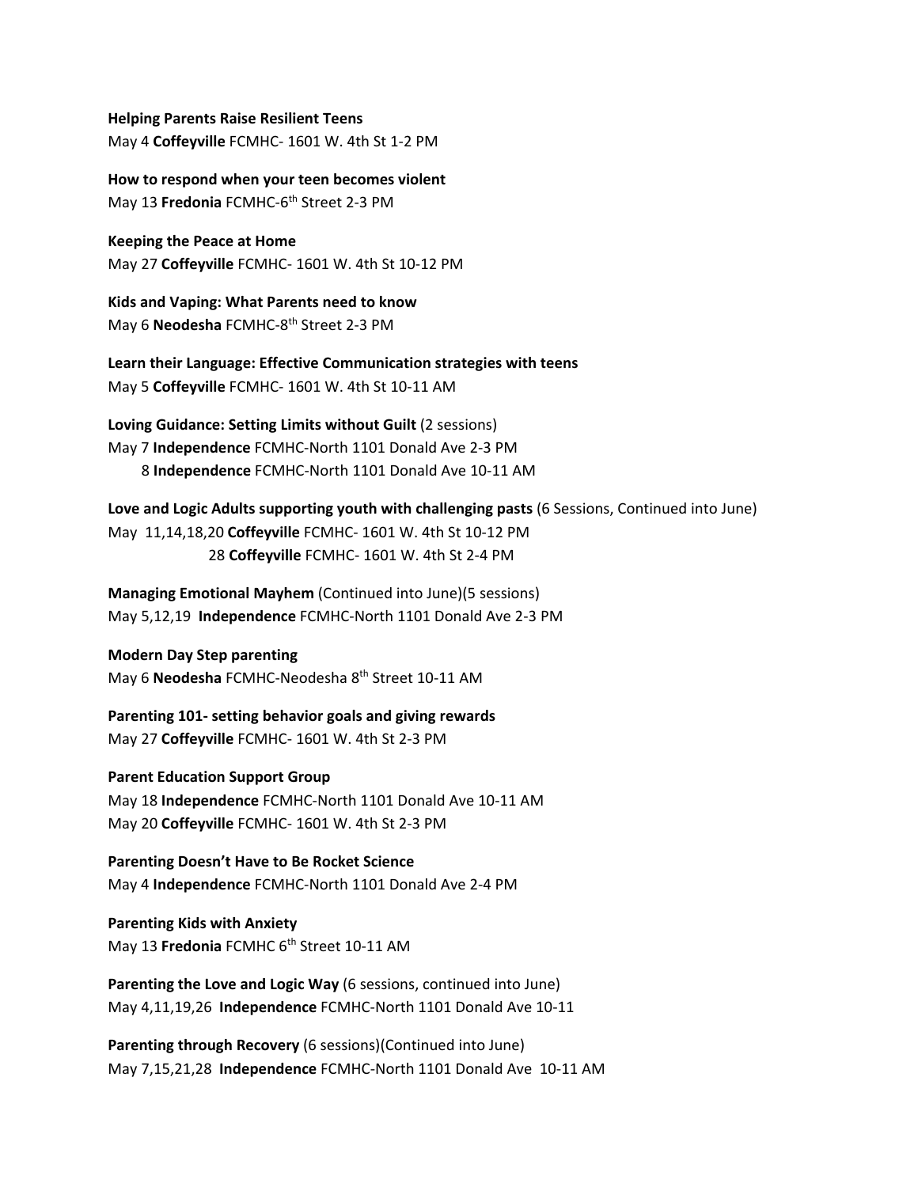**Helping Parents Raise Resilient Teens**
May 4 **Coffeyville** FCMHC- 1601 W. 4th St 1-2 PM

**How to respond when your teen becomes violent**
May 13 **Fredonia** FCMHC-6th Street 2-3 PM

**Keeping the Peace at Home**
May 27 **Coffeyville** FCMHC- 1601 W. 4th St 10-12 PM

**Kids and Vaping: What Parents need to know**
May 6 **Neodesha** FCMHC-8th Street 2-3 PM

**Learn their Language: Effective Communication strategies with teens**
May 5 **Coffeyville** FCMHC- 1601 W. 4th St 10-11 AM

**Loving Guidance: Setting Limits without Guilt** (2 sessions)
May 7 **Independence** FCMHC-North 1101 Donald Ave 2-3 PM
8 **Independence** FCMHC-North 1101 Donald Ave 10-11 AM

**Love and Logic Adults supporting youth with challenging pasts** (6 Sessions, Continued into June)
May 11,14,18,20 **Coffeyville** FCMHC- 1601 W. 4th St 10-12 PM
28 **Coffeyville** FCMHC- 1601 W. 4th St 2-4 PM

**Managing Emotional Mayhem** (Continued into June)(5 sessions)
May 5,12,19 **Independence** FCMHC-North 1101 Donald Ave 2-3 PM

**Modern Day Step parenting**
May 6 **Neodesha** FCMHC-Neodesha 8th Street 10-11 AM

**Parenting 101- setting behavior goals and giving rewards**
May 27 **Coffeyville** FCMHC- 1601 W. 4th St 2-3 PM

**Parent Education Support Group**
May 18 **Independence** FCMHC-North 1101 Donald Ave 10-11 AM
May 20 **Coffeyville** FCMHC- 1601 W. 4th St 2-3 PM

**Parenting Doesn't Have to Be Rocket Science**
May 4 **Independence** FCMHC-North 1101 Donald Ave 2-4 PM

**Parenting Kids with Anxiety**
May 13 **Fredonia** FCMHC 6th Street 10-11 AM

**Parenting the Love and Logic Way** (6 sessions, continued into June)
May 4,11,19,26 **Independence** FCMHC-North 1101 Donald Ave 10-11

**Parenting through Recovery** (6 sessions)(Continued into June)
May 7,15,21,28 **Independence** FCMHC-North 1101 Donald Ave 10-11 AM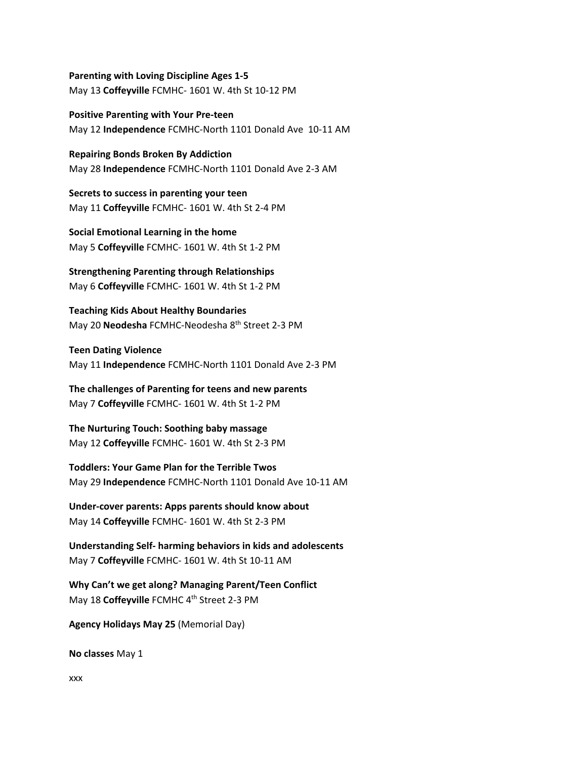**Parenting with Loving Discipline Ages 1-5**
May 13 **Coffeyville** FCMHC- 1601 W. 4th St 10-12 PM

**Positive Parenting with Your Pre-teen**
May 12 **Independence** FCMHC-North 1101 Donald Ave 10-11 AM

**Repairing Bonds Broken By Addiction**
May 28 **Independence** FCMHC-North 1101 Donald Ave 2-3 AM

**Secrets to success in parenting your teen**
May 11 **Coffeyville** FCMHC- 1601 W. 4th St 2-4 PM

**Social Emotional Learning in the home**
May 5 **Coffeyville** FCMHC- 1601 W. 4th St 1-2 PM

**Strengthening Parenting through Relationships**
May 6 **Coffeyville** FCMHC- 1601 W. 4th St 1-2 PM

**Teaching Kids About Healthy Boundaries**
May 20 **Neodesha** FCMHC-Neodesha 8th Street 2-3 PM

**Teen Dating Violence**
May 11 **Independence** FCMHC-North 1101 Donald Ave 2-3 PM

**The challenges of Parenting for teens and new parents**
May 7 **Coffeyville** FCMHC- 1601 W. 4th St 1-2 PM

**The Nurturing Touch: Soothing baby massage**
May 12 **Coffeyville** FCMHC- 1601 W. 4th St 2-3 PM

**Toddlers: Your Game Plan for the Terrible Twos**
May 29 **Independence** FCMHC-North 1101 Donald Ave 10-11 AM

**Under-cover parents: Apps parents should know about**
May 14 **Coffeyville** FCMHC- 1601 W. 4th St 2-3 PM

**Understanding Self- harming behaviors in kids and adolescents**
May 7 **Coffeyville** FCMHC- 1601 W. 4th St 10-11 AM

**Why Can't we get along? Managing Parent/Teen Conflict**
May 18 **Coffeyville** FCMHC 4th Street 2-3 PM

**Agency Holidays May 25** (Memorial Day)

**No classes** May 1

xxx